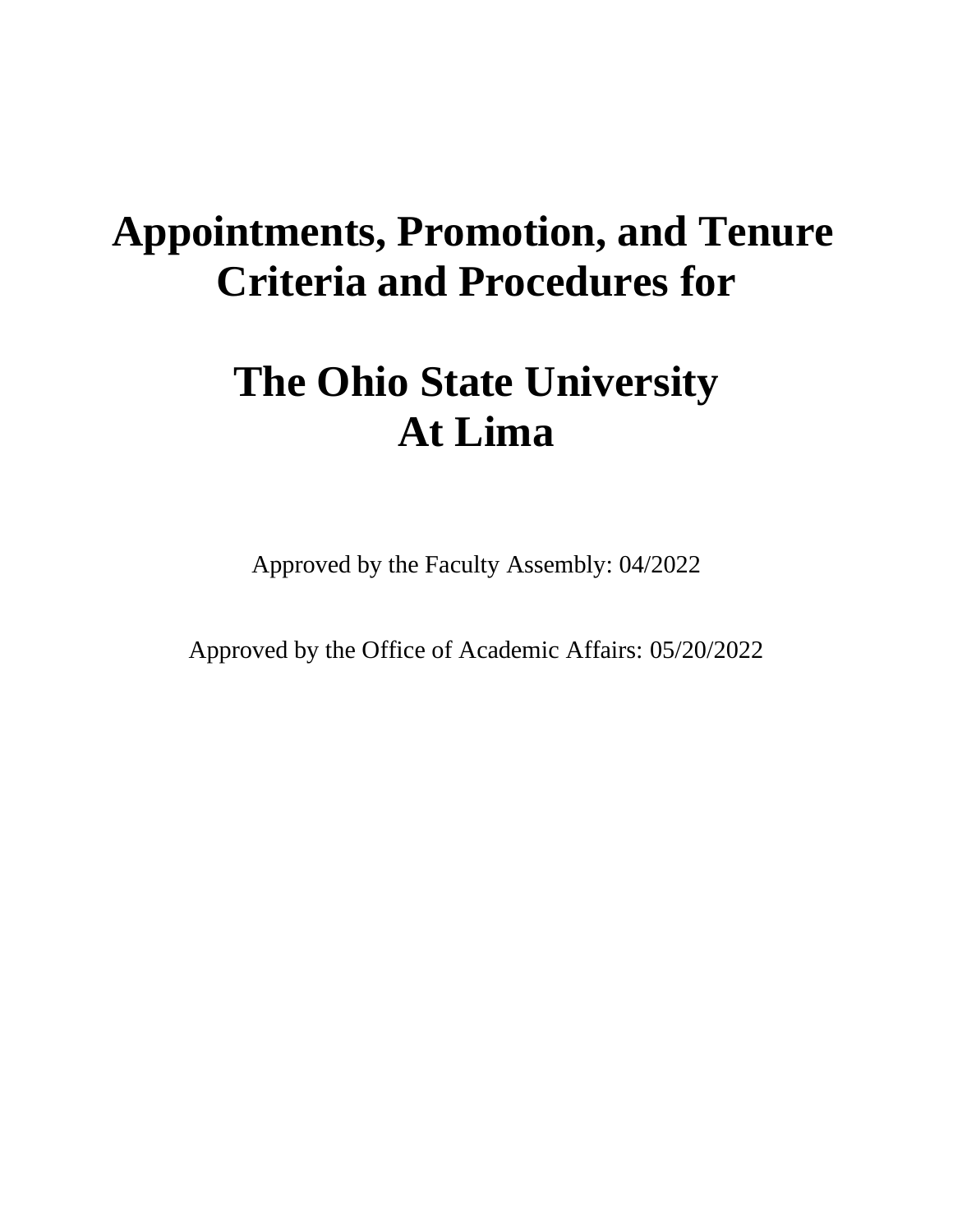# Appointments, Promotion, and Tenure Criteria and Procedures for

# The Ohio State University At Lima

Approved by the Faculty Assembly: 04/2022

Approved by the Office of Academic Affairs: 05/20/2022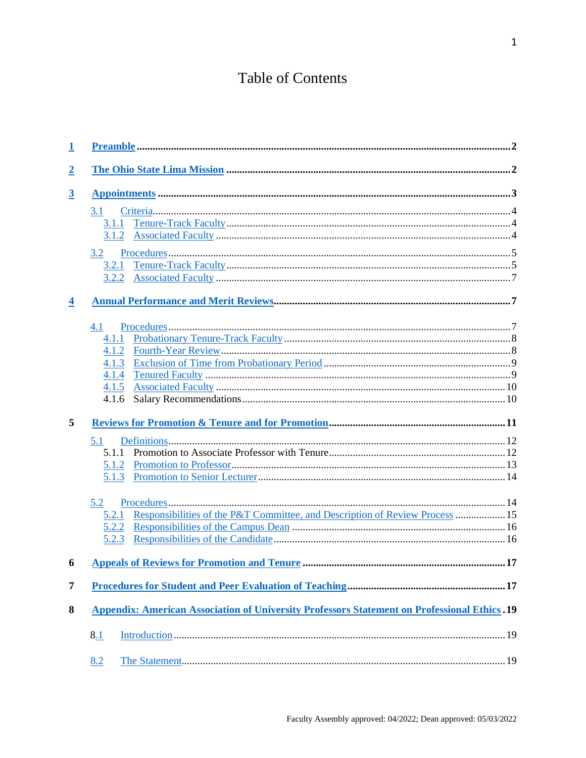# Table of Contents

- **1 Preamble** ..... **2**
- **2 The Ohio State Lima Mission** ..... **2**
- **3 Appointments** ..... **3**
  - 3.1 Criteria ..... 4
    - 3.1.1 Tenure-Track Faculty ..... 4
    - 3.1.2 Associated Faculty ..... 4
  - 3.2 Procedures ..... 5
    - 3.2.1 Tenure-Track Faculty ..... 5
    - 3.2.2 Associated Faculty ..... 7
- **4 Annual Performance and Merit Reviews** ..... **7**
  - 4.1 Procedures ..... 7
    - 4.1.1 Probationary Tenure-Track Faculty ..... 8
    - 4.1.2 Fourth-Year Review ..... 8
    - 4.1.3 Exclusion of Time from Probationary Period ..... 9
    - 4.1.4 Tenured Faculty ..... 9
    - 4.1.5 Associated Faculty ..... 10
    - 4.1.6 Salary Recommendations ..... 10
- **5 Reviews for Promotion & Tenure and for Promotion** ..... **11**
  - 5.1 Definitions ..... 12
    - 5.1.1 Promotion to Associate Professor with Tenure ..... 12
    - 5.1.2 Promotion to Professor ..... 13
    - 5.1.3 Promotion to Senior Lecturer ..... 14
  - 5.2 Procedures ..... 14
    - 5.2.1 Responsibilities of the P&T Committee, and Description of Review Process ..... 15
    - 5.2.2 Responsibilities of the Campus Dean ..... 16
    - 5.2.3 Responsibilities of the Candidate ..... 16
- **6 Appeals of Reviews for Promotion and Tenure** ..... **17**
- **7 Procedures for Student and Peer Evaluation of Teaching** ..... **17**
- **8 Appendix: American Association of University Professors Statement on Professional Ethics** ..... **19**
  - 8.1 Introduction ..... 19
  - 8.2 The Statement ..... 19

Faculty Assembly approved: 04/2022; Dean approved: 05/03/2022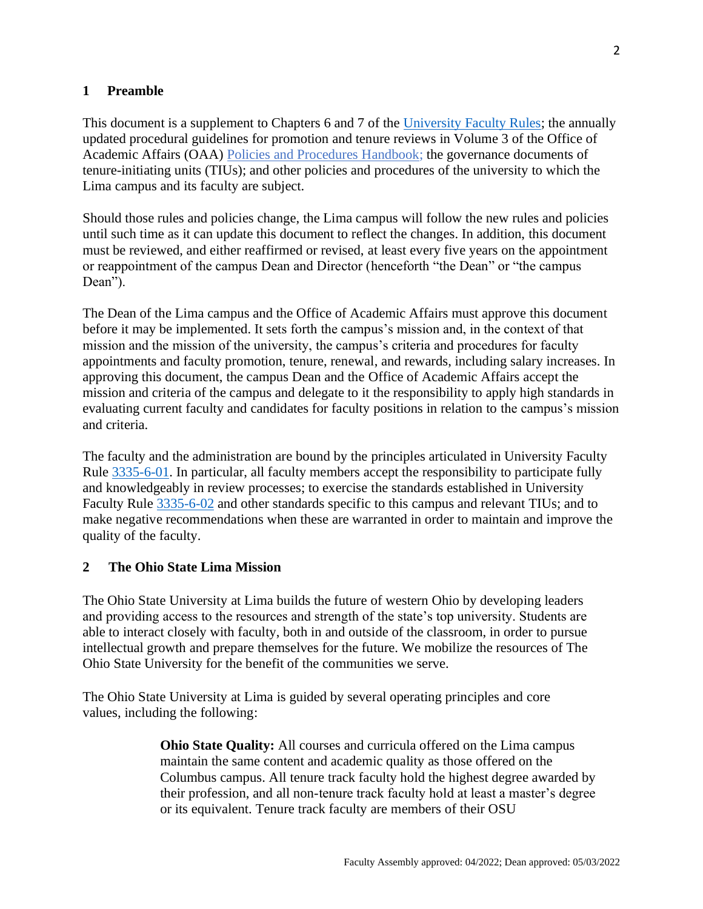## 1 Preamble

This document is a supplement to Chapters 6 and 7 of the University Faculty Rules; the annually updated procedural guidelines for promotion and tenure reviews in Volume 3 of the Office of Academic Affairs (OAA) Policies and Procedures Handbook; the governance documents of tenure-initiating units (TIUs); and other policies and procedures of the university to which the Lima campus and its faculty are subject.

Should those rules and policies change, the Lima campus will follow the new rules and policies until such time as it can update this document to reflect the changes. In addition, this document must be reviewed, and either reaffirmed or revised, at least every five years on the appointment or reappointment of the campus Dean and Director (henceforth "the Dean" or "the campus Dean").

The Dean of the Lima campus and the Office of Academic Affairs must approve this document before it may be implemented. It sets forth the campus's mission and, in the context of that mission and the mission of the university, the campus's criteria and procedures for faculty appointments and faculty promotion, tenure, renewal, and rewards, including salary increases. In approving this document, the campus Dean and the Office of Academic Affairs accept the mission and criteria of the campus and delegate to it the responsibility to apply high standards in evaluating current faculty and candidates for faculty positions in relation to the campus's mission and criteria.

The faculty and the administration are bound by the principles articulated in University Faculty Rule 3335-6-01. In particular, all faculty members accept the responsibility to participate fully and knowledgeably in review processes; to exercise the standards established in University Faculty Rule 3335-6-02 and other standards specific to this campus and relevant TIUs; and to make negative recommendations when these are warranted in order to maintain and improve the quality of the faculty.

## 2 The Ohio State Lima Mission

The Ohio State University at Lima builds the future of western Ohio by developing leaders and providing access to the resources and strength of the state's top university. Students are able to interact closely with faculty, both in and outside of the classroom, in order to pursue intellectual growth and prepare themselves for the future. We mobilize the resources of The Ohio State University for the benefit of the communities we serve.

The Ohio State University at Lima is guided by several operating principles and core values, including the following:

> **Ohio State Quality:** All courses and curricula offered on the Lima campus maintain the same content and academic quality as those offered on the Columbus campus. All tenure track faculty hold the highest degree awarded by their profession, and all non-tenure track faculty hold at least a master's degree or its equivalent. Tenure track faculty are members of their OSU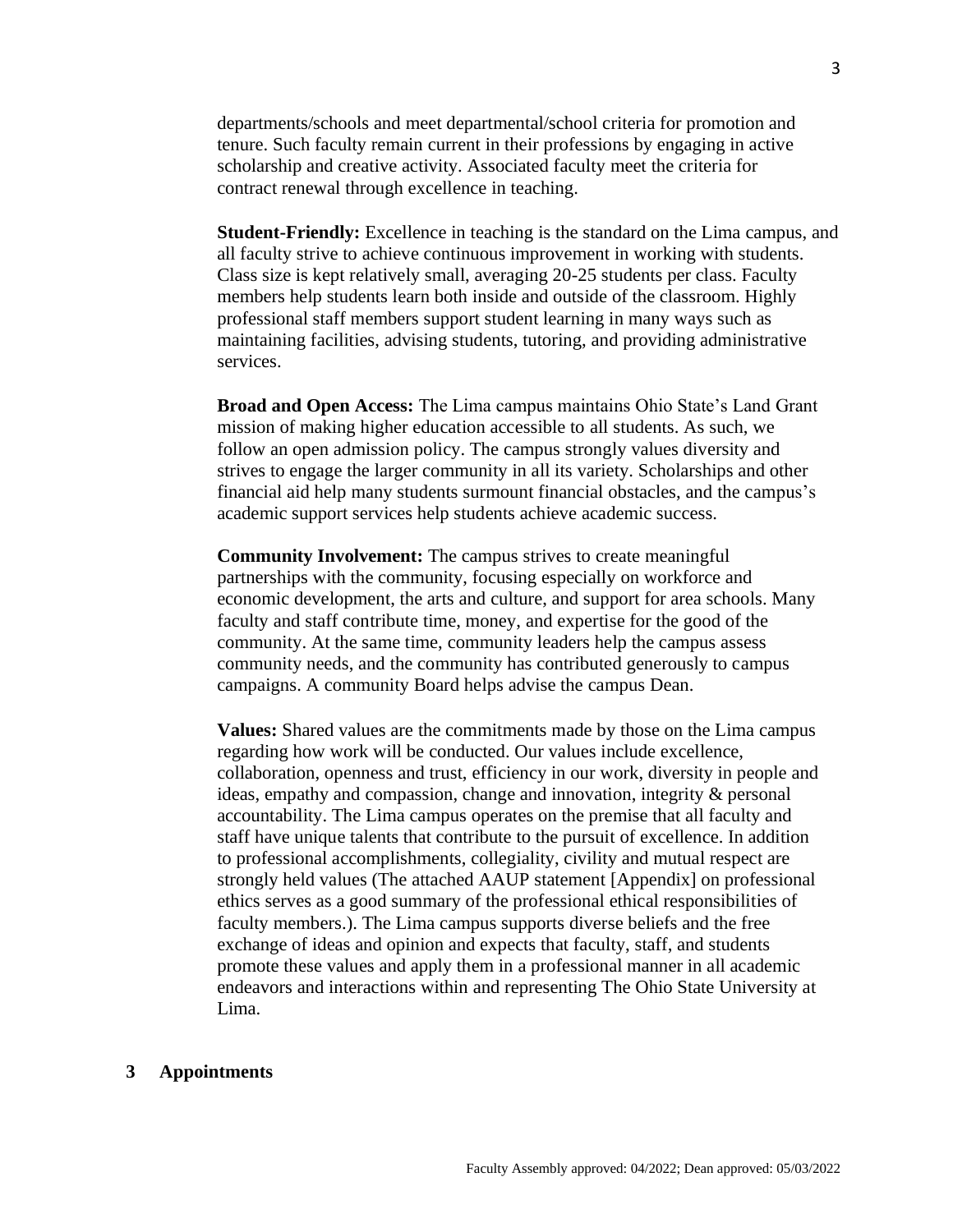departments/schools and meet departmental/school criteria for promotion and tenure. Such faculty remain current in their professions by engaging in active scholarship and creative activity. Associated faculty meet the criteria for contract renewal through excellence in teaching.

**Student-Friendly:** Excellence in teaching is the standard on the Lima campus, and all faculty strive to achieve continuous improvement in working with students. Class size is kept relatively small, averaging 20-25 students per class. Faculty members help students learn both inside and outside of the classroom. Highly professional staff members support student learning in many ways such as maintaining facilities, advising students, tutoring, and providing administrative services.

**Broad and Open Access:** The Lima campus maintains Ohio State's Land Grant mission of making higher education accessible to all students. As such, we follow an open admission policy. The campus strongly values diversity and strives to engage the larger community in all its variety. Scholarships and other financial aid help many students surmount financial obstacles, and the campus's academic support services help students achieve academic success.

**Community Involvement:** The campus strives to create meaningful partnerships with the community, focusing especially on workforce and economic development, the arts and culture, and support for area schools. Many faculty and staff contribute time, money, and expertise for the good of the community. At the same time, community leaders help the campus assess community needs, and the community has contributed generously to campus campaigns. A community Board helps advise the campus Dean.

**Values:** Shared values are the commitments made by those on the Lima campus regarding how work will be conducted. Our values include excellence, collaboration, openness and trust, efficiency in our work, diversity in people and ideas, empathy and compassion, change and innovation, integrity & personal accountability. The Lima campus operates on the premise that all faculty and staff have unique talents that contribute to the pursuit of excellence. In addition to professional accomplishments, collegiality, civility and mutual respect are strongly held values (The attached AAUP statement [Appendix] on professional ethics serves as a good summary of the professional ethical responsibilities of faculty members.). The Lima campus supports diverse beliefs and the free exchange of ideas and opinion and expects that faculty, staff, and students promote these values and apply them in a professional manner in all academic endeavors and interactions within and representing The Ohio State University at Lima.

# 3 Appointments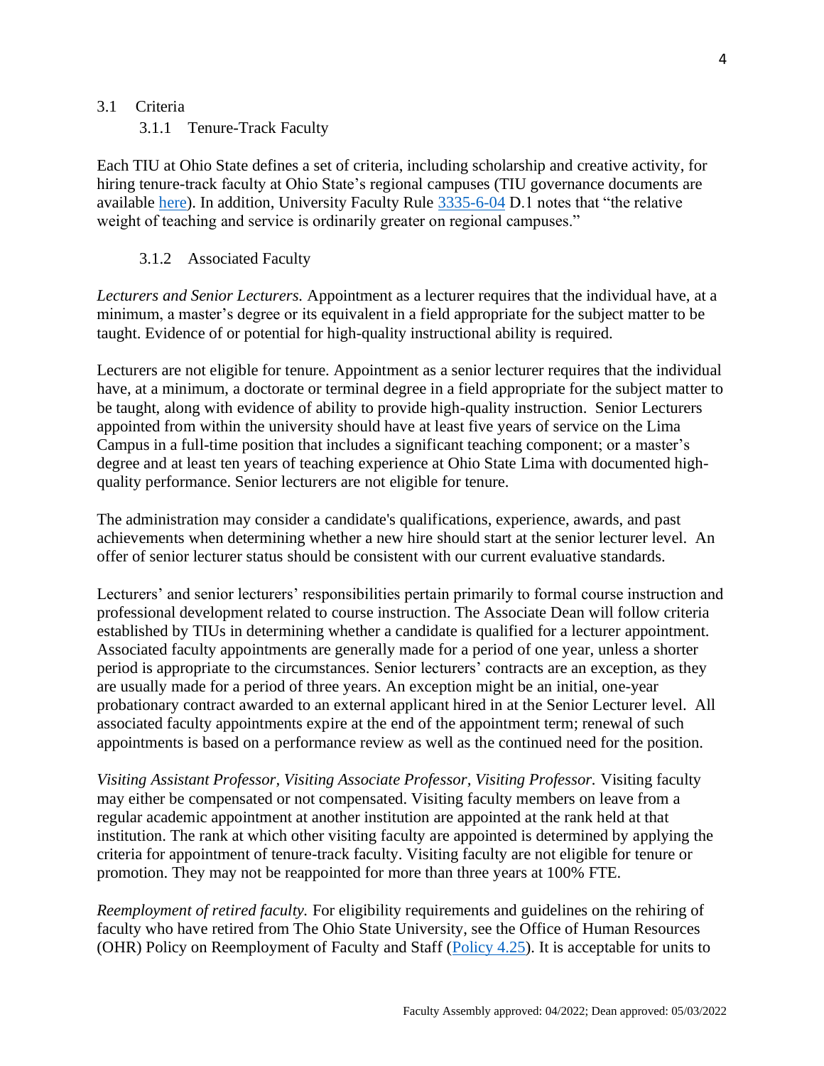## 3.1 Criteria

### 3.1.1 Tenure-Track Faculty

Each TIU at Ohio State defines a set of criteria, including scholarship and creative activity, for hiring tenure-track faculty at Ohio State's regional campuses (TIU governance documents are available [here](here)). In addition, University Faculty Rule [3335-6-04](3335-6-04) D.1 notes that "the relative weight of teaching and service is ordinarily greater on regional campuses."

### 3.1.2 Associated Faculty

*Lecturers and Senior Lecturers.* Appointment as a lecturer requires that the individual have, at a minimum, a master's degree or its equivalent in a field appropriate for the subject matter to be taught. Evidence of or potential for high-quality instructional ability is required.

Lecturers are not eligible for tenure. Appointment as a senior lecturer requires that the individual have, at a minimum, a doctorate or terminal degree in a field appropriate for the subject matter to be taught, along with evidence of ability to provide high-quality instruction. Senior Lecturers appointed from within the university should have at least five years of service on the Lima Campus in a full-time position that includes a significant teaching component; or a master's degree and at least ten years of teaching experience at Ohio State Lima with documented high-quality performance. Senior lecturers are not eligible for tenure.

The administration may consider a candidate's qualifications, experience, awards, and past achievements when determining whether a new hire should start at the senior lecturer level. An offer of senior lecturer status should be consistent with our current evaluative standards.

Lecturers' and senior lecturers' responsibilities pertain primarily to formal course instruction and professional development related to course instruction. The Associate Dean will follow criteria established by TIUs in determining whether a candidate is qualified for a lecturer appointment. Associated faculty appointments are generally made for a period of one year, unless a shorter period is appropriate to the circumstances. Senior lecturers' contracts are an exception, as they are usually made for a period of three years. An exception might be an initial, one-year probationary contract awarded to an external applicant hired in at the Senior Lecturer level. All associated faculty appointments expire at the end of the appointment term; renewal of such appointments is based on a performance review as well as the continued need for the position.

*Visiting Assistant Professor, Visiting Associate Professor, Visiting Professor.* Visiting faculty may either be compensated or not compensated. Visiting faculty members on leave from a regular academic appointment at another institution are appointed at the rank held at that institution. The rank at which other visiting faculty are appointed is determined by applying the criteria for appointment of tenure-track faculty. Visiting faculty are not eligible for tenure or promotion. They may not be reappointed for more than three years at 100% FTE.

*Reemployment of retired faculty.* For eligibility requirements and guidelines on the rehiring of faculty who have retired from The Ohio State University, see the Office of Human Resources (OHR) Policy on Reemployment of Faculty and Staff ([Policy 4.25](Policy 4.25)). It is acceptable for units to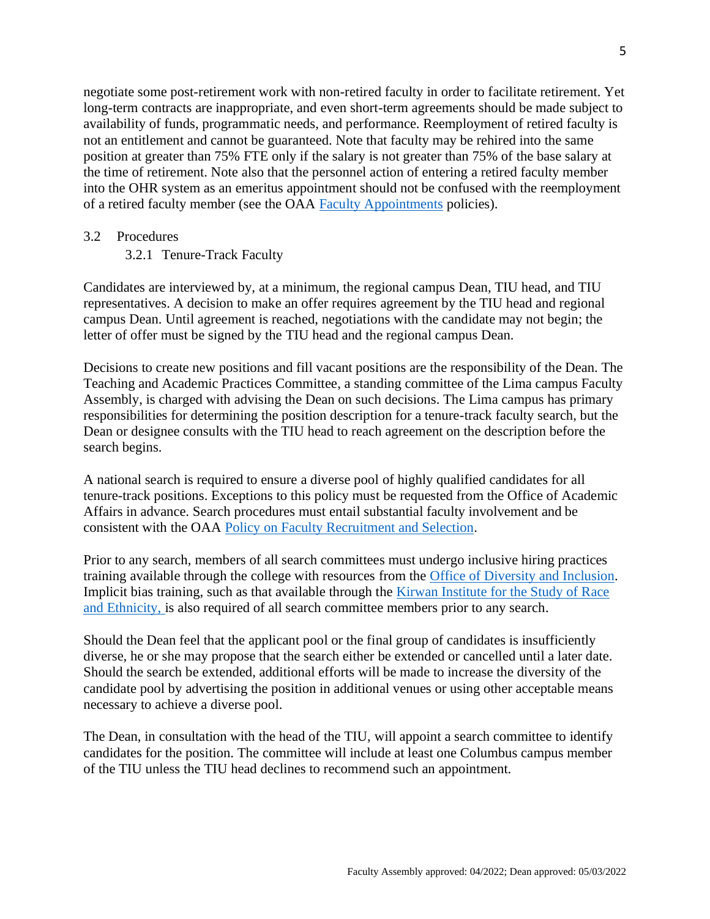negotiate some post-retirement work with non-retired faculty in order to facilitate retirement. Yet long-term contracts are inappropriate, and even short-term agreements should be made subject to availability of funds, programmatic needs, and performance. Reemployment of retired faculty is not an entitlement and cannot be guaranteed. Note that faculty may be rehired into the same position at greater than 75% FTE only if the salary is not greater than 75% of the base salary at the time of retirement. Note also that the personnel action of entering a retired faculty member into the OHR system as an emeritus appointment should not be confused with the reemployment of a retired faculty member (see the OAA [Faculty Appointments] policies).

## 3.2 Procedures

### 3.2.1 Tenure-Track Faculty

Candidates are interviewed by, at a minimum, the regional campus Dean, TIU head, and TIU representatives. A decision to make an offer requires agreement by the TIU head and regional campus Dean. Until agreement is reached, negotiations with the candidate may not begin; the letter of offer must be signed by the TIU head and the regional campus Dean.

Decisions to create new positions and fill vacant positions are the responsibility of the Dean. The Teaching and Academic Practices Committee, a standing committee of the Lima campus Faculty Assembly, is charged with advising the Dean on such decisions. The Lima campus has primary responsibilities for determining the position description for a tenure-track faculty search, but the Dean or designee consults with the TIU head to reach agreement on the description before the search begins.

A national search is required to ensure a diverse pool of highly qualified candidates for all tenure-track positions. Exceptions to this policy must be requested from the Office of Academic Affairs in advance. Search procedures must entail substantial faculty involvement and be consistent with the OAA [Policy on Faculty Recruitment and Selection].

Prior to any search, members of all search committees must undergo inclusive hiring practices training available through the college with resources from the [Office of Diversity and Inclusion]. Implicit bias training, such as that available through the [Kirwan Institute for the Study of Race and Ethnicity,] is also required of all search committee members prior to any search.

Should the Dean feel that the applicant pool or the final group of candidates is insufficiently diverse, he or she may propose that the search either be extended or cancelled until a later date. Should the search be extended, additional efforts will be made to increase the diversity of the candidate pool by advertising the position in additional venues or using other acceptable means necessary to achieve a diverse pool.

The Dean, in consultation with the head of the TIU, will appoint a search committee to identify candidates for the position. The committee will include at least one Columbus campus member of the TIU unless the TIU head declines to recommend such an appointment.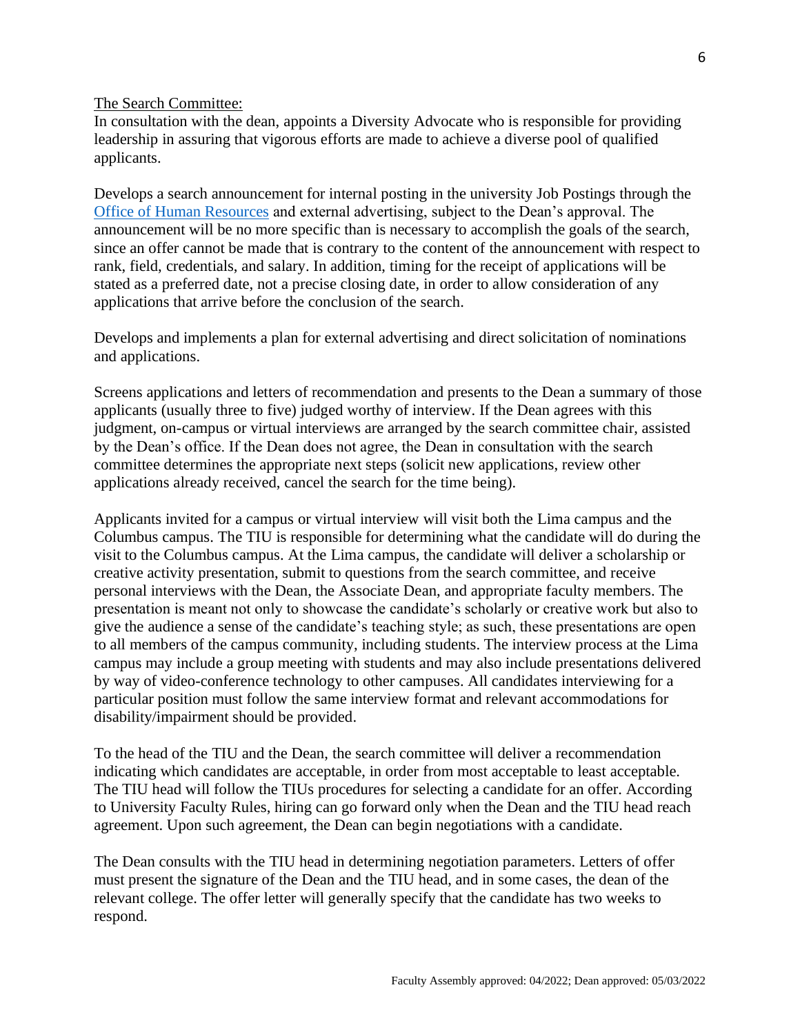The Search Committee:

In consultation with the dean, appoints a Diversity Advocate who is responsible for providing leadership in assuring that vigorous efforts are made to achieve a diverse pool of qualified applicants.

Develops a search announcement for internal posting in the university Job Postings through the Office of Human Resources and external advertising, subject to the Dean's approval. The announcement will be no more specific than is necessary to accomplish the goals of the search, since an offer cannot be made that is contrary to the content of the announcement with respect to rank, field, credentials, and salary. In addition, timing for the receipt of applications will be stated as a preferred date, not a precise closing date, in order to allow consideration of any applications that arrive before the conclusion of the search.

Develops and implements a plan for external advertising and direct solicitation of nominations and applications.

Screens applications and letters of recommendation and presents to the Dean a summary of those applicants (usually three to five) judged worthy of interview. If the Dean agrees with this judgment, on-campus or virtual interviews are arranged by the search committee chair, assisted by the Dean's office. If the Dean does not agree, the Dean in consultation with the search committee determines the appropriate next steps (solicit new applications, review other applications already received, cancel the search for the time being).

Applicants invited for a campus or virtual interview will visit both the Lima campus and the Columbus campus. The TIU is responsible for determining what the candidate will do during the visit to the Columbus campus. At the Lima campus, the candidate will deliver a scholarship or creative activity presentation, submit to questions from the search committee, and receive personal interviews with the Dean, the Associate Dean, and appropriate faculty members. The presentation is meant not only to showcase the candidate's scholarly or creative work but also to give the audience a sense of the candidate's teaching style; as such, these presentations are open to all members of the campus community, including students. The interview process at the Lima campus may include a group meeting with students and may also include presentations delivered by way of video-conference technology to other campuses. All candidates interviewing for a particular position must follow the same interview format and relevant accommodations for disability/impairment should be provided.

To the head of the TIU and the Dean, the search committee will deliver a recommendation indicating which candidates are acceptable, in order from most acceptable to least acceptable. The TIU head will follow the TIUs procedures for selecting a candidate for an offer. According to University Faculty Rules, hiring can go forward only when the Dean and the TIU head reach agreement. Upon such agreement, the Dean can begin negotiations with a candidate.

The Dean consults with the TIU head in determining negotiation parameters. Letters of offer must present the signature of the Dean and the TIU head, and in some cases, the dean of the relevant college. The offer letter will generally specify that the candidate has two weeks to respond.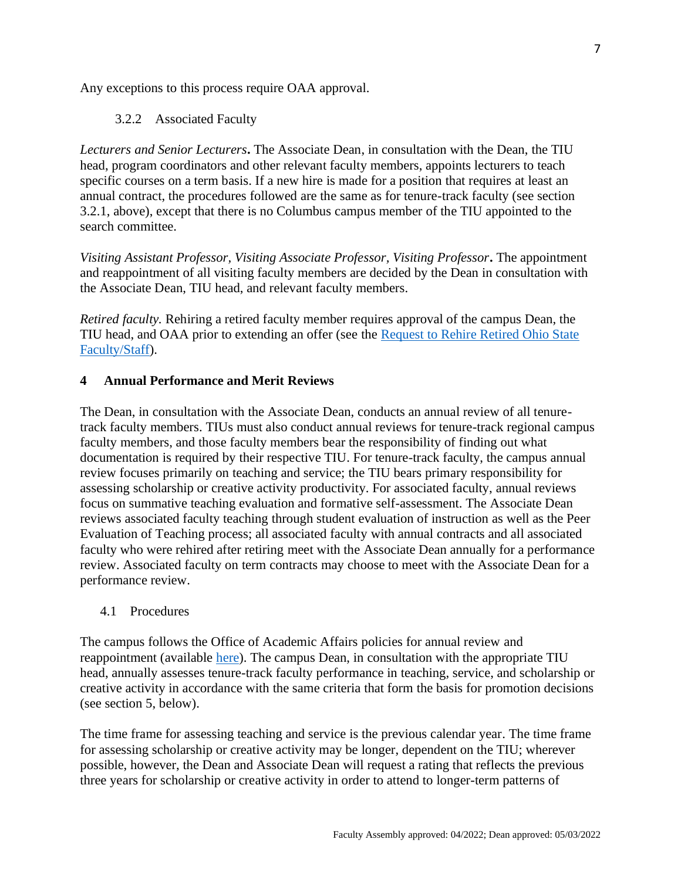Any exceptions to this process require OAA approval.

### 3.2.2 Associated Faculty

*Lecturers and Senior Lecturers***.** The Associate Dean, in consultation with the Dean, the TIU head, program coordinators and other relevant faculty members, appoints lecturers to teach specific courses on a term basis. If a new hire is made for a position that requires at least an annual contract, the procedures followed are the same as for tenure-track faculty (see section 3.2.1, above), except that there is no Columbus campus member of the TIU appointed to the search committee.

*Visiting Assistant Professor, Visiting Associate Professor, Visiting Professor***.** The appointment and reappointment of all visiting faculty members are decided by the Dean in consultation with the Associate Dean, TIU head, and relevant faculty members.

*Retired faculty.* Rehiring a retired faculty member requires approval of the campus Dean, the TIU head, and OAA prior to extending an offer (see the [Request to Rehire Retired Ohio State Faculty/Staff]()).

## 4 Annual Performance and Merit Reviews

The Dean, in consultation with the Associate Dean, conducts an annual review of all tenure-track faculty members. TIUs must also conduct annual reviews for tenure-track regional campus faculty members, and those faculty members bear the responsibility of finding out what documentation is required by their respective TIU. For tenure-track faculty, the campus annual review focuses primarily on teaching and service; the TIU bears primary responsibility for assessing scholarship or creative activity productivity. For associated faculty, annual reviews focus on summative teaching evaluation and formative self-assessment. The Associate Dean reviews associated faculty teaching through student evaluation of instruction as well as the Peer Evaluation of Teaching process; all associated faculty with annual contracts and all associated faculty who were rehired after retiring meet with the Associate Dean annually for a performance review. Associated faculty on term contracts may choose to meet with the Associate Dean for a performance review.

### 4.1 Procedures

The campus follows the Office of Academic Affairs policies for annual review and reappointment (available [here]()). The campus Dean, in consultation with the appropriate TIU head, annually assesses tenure-track faculty performance in teaching, service, and scholarship or creative activity in accordance with the same criteria that form the basis for promotion decisions (see section 5, below).

The time frame for assessing teaching and service is the previous calendar year. The time frame for assessing scholarship or creative activity may be longer, dependent on the TIU; wherever possible, however, the Dean and Associate Dean will request a rating that reflects the previous three years for scholarship or creative activity in order to attend to longer-term patterns of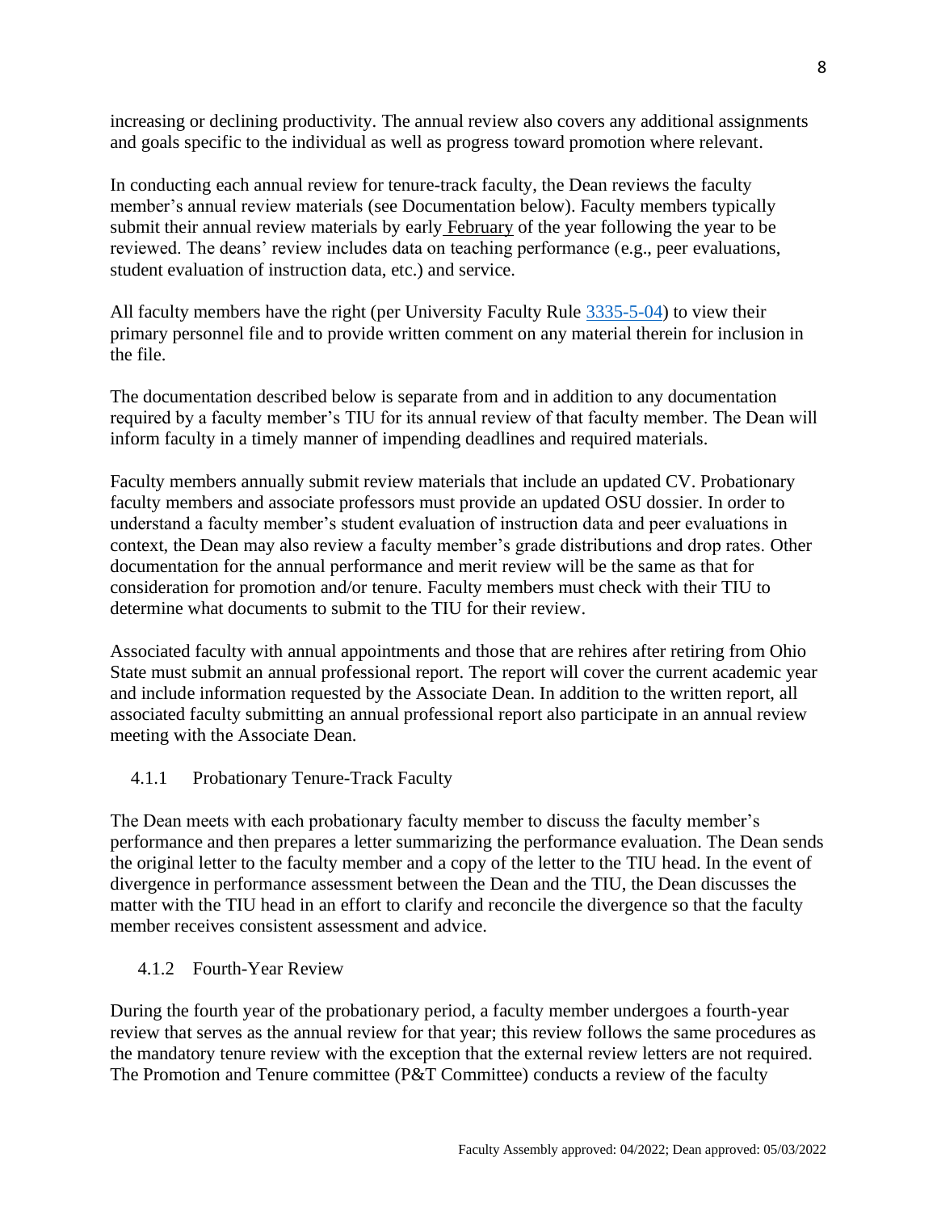increasing or declining productivity. The annual review also covers any additional assignments and goals specific to the individual as well as progress toward promotion where relevant.

In conducting each annual review for tenure-track faculty, the Dean reviews the faculty member's annual review materials (see Documentation below). Faculty members typically submit their annual review materials by early February of the year following the year to be reviewed. The deans' review includes data on teaching performance (e.g., peer evaluations, student evaluation of instruction data, etc.) and service.

All faculty members have the right (per University Faculty Rule 3335-5-04) to view their primary personnel file and to provide written comment on any material therein for inclusion in the file.

The documentation described below is separate from and in addition to any documentation required by a faculty member's TIU for its annual review of that faculty member. The Dean will inform faculty in a timely manner of impending deadlines and required materials.

Faculty members annually submit review materials that include an updated CV. Probationary faculty members and associate professors must provide an updated OSU dossier. In order to understand a faculty member's student evaluation of instruction data and peer evaluations in context, the Dean may also review a faculty member's grade distributions and drop rates. Other documentation for the annual performance and merit review will be the same as that for consideration for promotion and/or tenure. Faculty members must check with their TIU to determine what documents to submit to the TIU for their review.

Associated faculty with annual appointments and those that are rehires after retiring from Ohio State must submit an annual professional report. The report will cover the current academic year and include information requested by the Associate Dean. In addition to the written report, all associated faculty submitting an annual professional report also participate in an annual review meeting with the Associate Dean.

### 4.1.1 Probationary Tenure-Track Faculty

The Dean meets with each probationary faculty member to discuss the faculty member's performance and then prepares a letter summarizing the performance evaluation. The Dean sends the original letter to the faculty member and a copy of the letter to the TIU head. In the event of divergence in performance assessment between the Dean and the TIU, the Dean discusses the matter with the TIU head in an effort to clarify and reconcile the divergence so that the faculty member receives consistent assessment and advice.

### 4.1.2 Fourth-Year Review

During the fourth year of the probationary period, a faculty member undergoes a fourth-year review that serves as the annual review for that year; this review follows the same procedures as the mandatory tenure review with the exception that the external review letters are not required. The Promotion and Tenure committee (P&T Committee) conducts a review of the faculty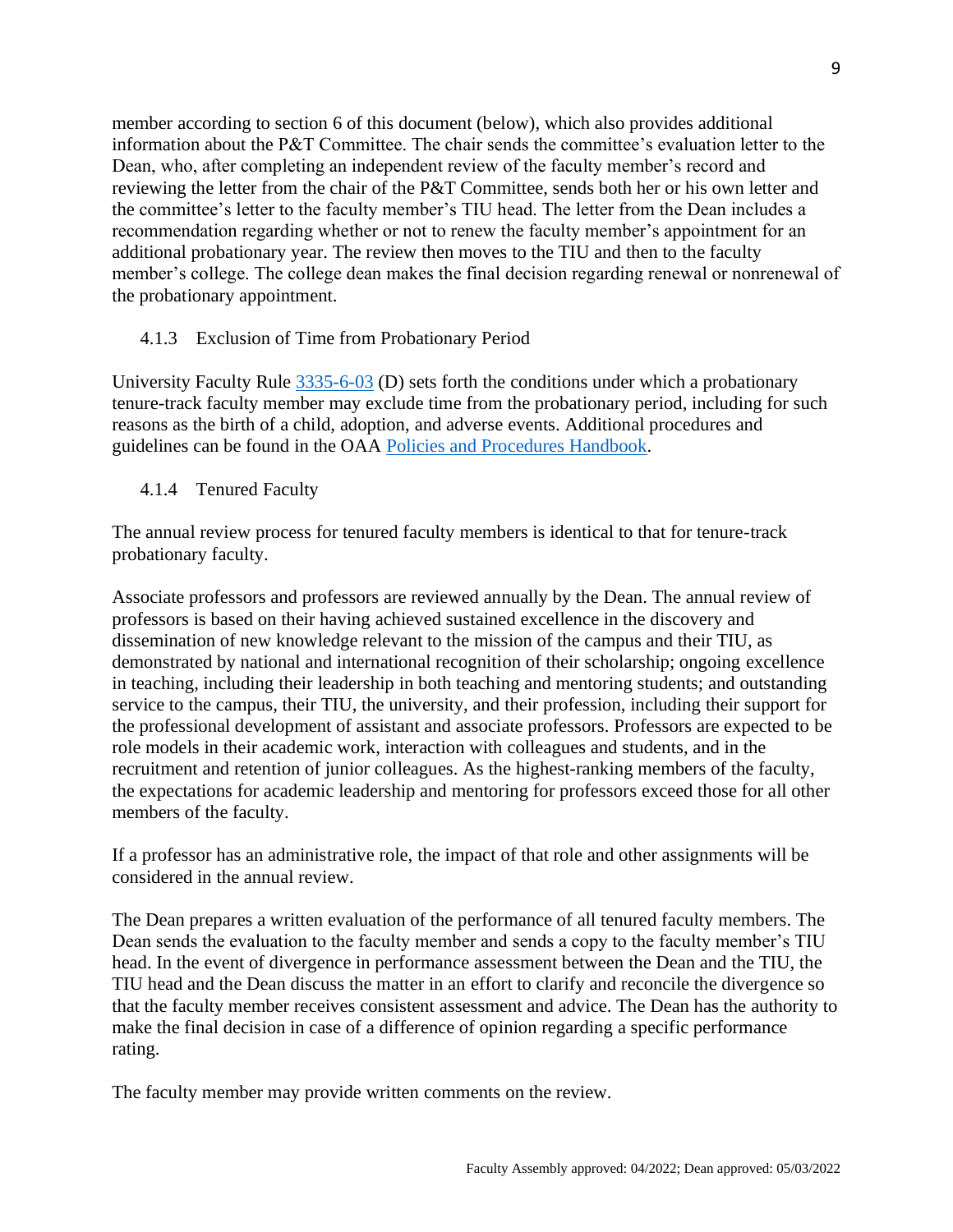member according to section 6 of this document (below), which also provides additional information about the P&T Committee. The chair sends the committee's evaluation letter to the Dean, who, after completing an independent review of the faculty member's record and reviewing the letter from the chair of the P&T Committee, sends both her or his own letter and the committee's letter to the faculty member's TIU head. The letter from the Dean includes a recommendation regarding whether or not to renew the faculty member's appointment for an additional probationary year. The review then moves to the TIU and then to the faculty member's college. The college dean makes the final decision regarding renewal or nonrenewal of the probationary appointment.

#### 4.1.3 Exclusion of Time from Probationary Period

University Faculty Rule 3335-6-03 (D) sets forth the conditions under which a probationary tenure-track faculty member may exclude time from the probationary period, including for such reasons as the birth of a child, adoption, and adverse events. Additional procedures and guidelines can be found in the OAA Policies and Procedures Handbook.

#### 4.1.4 Tenured Faculty

The annual review process for tenured faculty members is identical to that for tenure-track probationary faculty.

Associate professors and professors are reviewed annually by the Dean. The annual review of professors is based on their having achieved sustained excellence in the discovery and dissemination of new knowledge relevant to the mission of the campus and their TIU, as demonstrated by national and international recognition of their scholarship; ongoing excellence in teaching, including their leadership in both teaching and mentoring students; and outstanding service to the campus, their TIU, the university, and their profession, including their support for the professional development of assistant and associate professors. Professors are expected to be role models in their academic work, interaction with colleagues and students, and in the recruitment and retention of junior colleagues. As the highest-ranking members of the faculty, the expectations for academic leadership and mentoring for professors exceed those for all other members of the faculty.

If a professor has an administrative role, the impact of that role and other assignments will be considered in the annual review.

The Dean prepares a written evaluation of the performance of all tenured faculty members. The Dean sends the evaluation to the faculty member and sends a copy to the faculty member's TIU head. In the event of divergence in performance assessment between the Dean and the TIU, the TIU head and the Dean discuss the matter in an effort to clarify and reconcile the divergence so that the faculty member receives consistent assessment and advice. The Dean has the authority to make the final decision in case of a difference of opinion regarding a specific performance rating.

The faculty member may provide written comments on the review.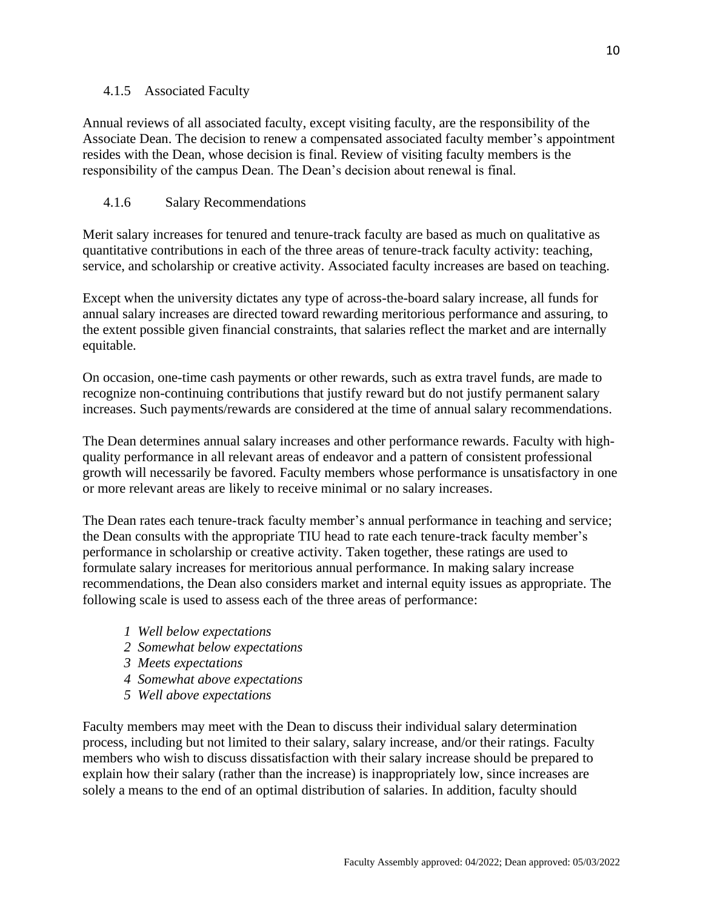### 4.1.5 Associated Faculty

Annual reviews of all associated faculty, except visiting faculty, are the responsibility of the Associate Dean. The decision to renew a compensated associated faculty member's appointment resides with the Dean, whose decision is final. Review of visiting faculty members is the responsibility of the campus Dean. The Dean's decision about renewal is final.

### 4.1.6 Salary Recommendations

Merit salary increases for tenured and tenure-track faculty are based as much on qualitative as quantitative contributions in each of the three areas of tenure-track faculty activity: teaching, service, and scholarship or creative activity. Associated faculty increases are based on teaching.

Except when the university dictates any type of across-the-board salary increase, all funds for annual salary increases are directed toward rewarding meritorious performance and assuring, to the extent possible given financial constraints, that salaries reflect the market and are internally equitable.

On occasion, one-time cash payments or other rewards, such as extra travel funds, are made to recognize non-continuing contributions that justify reward but do not justify permanent salary increases. Such payments/rewards are considered at the time of annual salary recommendations.

The Dean determines annual salary increases and other performance rewards. Faculty with high-quality performance in all relevant areas of endeavor and a pattern of consistent professional growth will necessarily be favored. Faculty members whose performance is unsatisfactory in one or more relevant areas are likely to receive minimal or no salary increases.

The Dean rates each tenure-track faculty member's annual performance in teaching and service; the Dean consults with the appropriate TIU head to rate each tenure-track faculty member's performance in scholarship or creative activity. Taken together, these ratings are used to formulate salary increases for meritorious annual performance. In making salary increase recommendations, the Dean also considers market and internal equity issues as appropriate. The following scale is used to assess each of the three areas of performance:

- *1 Well below expectations*
- *2 Somewhat below expectations*
- *3 Meets expectations*
- *4 Somewhat above expectations*
- *5 Well above expectations*

Faculty members may meet with the Dean to discuss their individual salary determination process, including but not limited to their salary, salary increase, and/or their ratings. Faculty members who wish to discuss dissatisfaction with their salary increase should be prepared to explain how their salary (rather than the increase) is inappropriately low, since increases are solely a means to the end of an optimal distribution of salaries. In addition, faculty should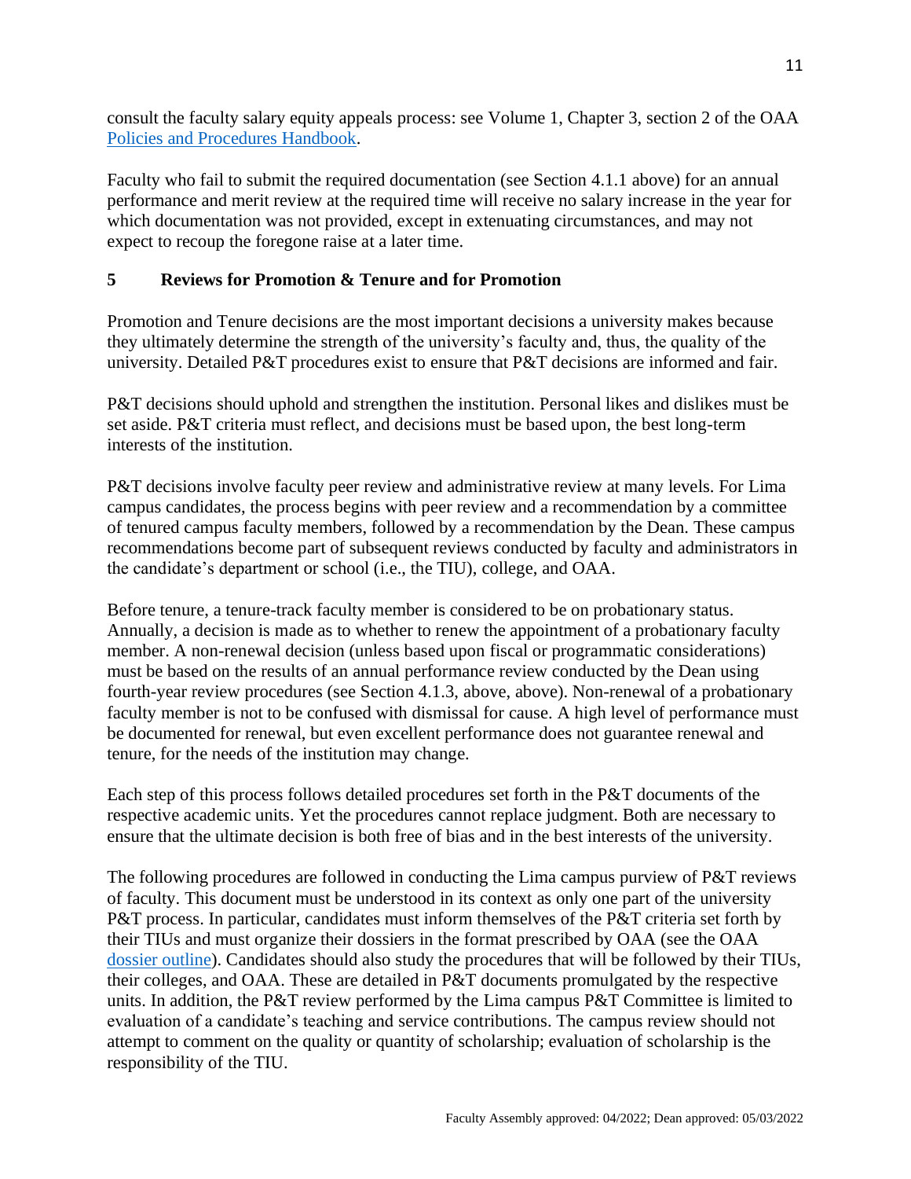consult the faculty salary equity appeals process: see Volume 1, Chapter 3, section 2 of the OAA [Policies and Procedures Handbook](#).

Faculty who fail to submit the required documentation (see Section 4.1.1 above) for an annual performance and merit review at the required time will receive no salary increase in the year for which documentation was not provided, except in extenuating circumstances, and may not expect to recoup the foregone raise at a later time.

## 5 Reviews for Promotion & Tenure and for Promotion

Promotion and Tenure decisions are the most important decisions a university makes because they ultimately determine the strength of the university's faculty and, thus, the quality of the university. Detailed P&T procedures exist to ensure that P&T decisions are informed and fair.

P&T decisions should uphold and strengthen the institution. Personal likes and dislikes must be set aside. P&T criteria must reflect, and decisions must be based upon, the best long-term interests of the institution.

P&T decisions involve faculty peer review and administrative review at many levels. For Lima campus candidates, the process begins with peer review and a recommendation by a committee of tenured campus faculty members, followed by a recommendation by the Dean. These campus recommendations become part of subsequent reviews conducted by faculty and administrators in the candidate's department or school (i.e., the TIU), college, and OAA.

Before tenure, a tenure-track faculty member is considered to be on probationary status. Annually, a decision is made as to whether to renew the appointment of a probationary faculty member. A non-renewal decision (unless based upon fiscal or programmatic considerations) must be based on the results of an annual performance review conducted by the Dean using fourth-year review procedures (see Section 4.1.3, above, above). Non-renewal of a probationary faculty member is not to be confused with dismissal for cause. A high level of performance must be documented for renewal, but even excellent performance does not guarantee renewal and tenure, for the needs of the institution may change.

Each step of this process follows detailed procedures set forth in the P&T documents of the respective academic units. Yet the procedures cannot replace judgment. Both are necessary to ensure that the ultimate decision is both free of bias and in the best interests of the university.

The following procedures are followed in conducting the Lima campus purview of P&T reviews of faculty. This document must be understood in its context as only one part of the university P&T process. In particular, candidates must inform themselves of the P&T criteria set forth by their TIUs and must organize their dossiers in the format prescribed by OAA (see the OAA [dossier outline](#)). Candidates should also study the procedures that will be followed by their TIUs, their colleges, and OAA. These are detailed in P&T documents promulgated by the respective units. In addition, the P&T review performed by the Lima campus P&T Committee is limited to evaluation of a candidate's teaching and service contributions. The campus review should not attempt to comment on the quality or quantity of scholarship; evaluation of scholarship is the responsibility of the TIU.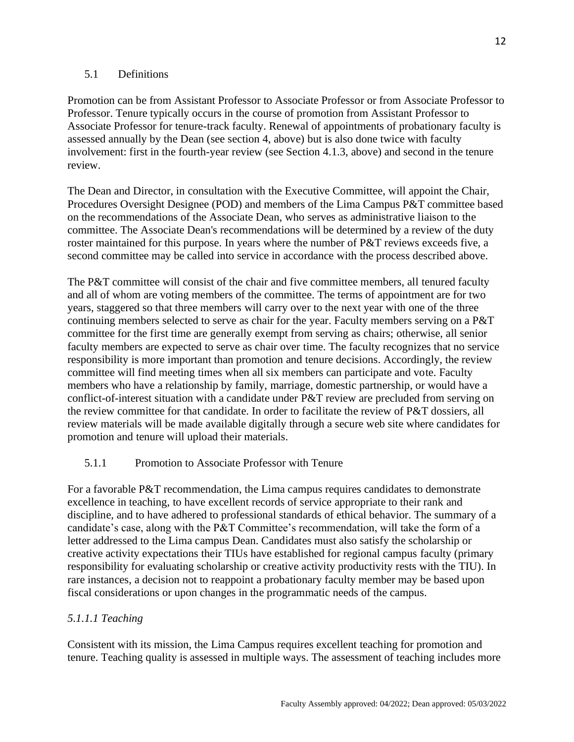### 5.1 Definitions

Promotion can be from Assistant Professor to Associate Professor or from Associate Professor to Professor. Tenure typically occurs in the course of promotion from Assistant Professor to Associate Professor for tenure-track faculty. Renewal of appointments of probationary faculty is assessed annually by the Dean (see section 4, above) but is also done twice with faculty involvement: first in the fourth-year review (see Section 4.1.3, above) and second in the tenure review.

The Dean and Director, in consultation with the Executive Committee, will appoint the Chair, Procedures Oversight Designee (POD) and members of the Lima Campus P&T committee based on the recommendations of the Associate Dean, who serves as administrative liaison to the committee. The Associate Dean's recommendations will be determined by a review of the duty roster maintained for this purpose. In years where the number of P&T reviews exceeds five, a second committee may be called into service in accordance with the process described above.

The P&T committee will consist of the chair and five committee members, all tenured faculty and all of whom are voting members of the committee. The terms of appointment are for two years, staggered so that three members will carry over to the next year with one of the three continuing members selected to serve as chair for the year. Faculty members serving on a P&T committee for the first time are generally exempt from serving as chairs; otherwise, all senior faculty members are expected to serve as chair over time. The faculty recognizes that no service responsibility is more important than promotion and tenure decisions. Accordingly, the review committee will find meeting times when all six members can participate and vote. Faculty members who have a relationship by family, marriage, domestic partnership, or would have a conflict-of-interest situation with a candidate under P&T review are precluded from serving on the review committee for that candidate. In order to facilitate the review of P&T dossiers, all review materials will be made available digitally through a secure web site where candidates for promotion and tenure will upload their materials.

#### 5.1.1 Promotion to Associate Professor with Tenure

For a favorable P&T recommendation, the Lima campus requires candidates to demonstrate excellence in teaching, to have excellent records of service appropriate to their rank and discipline, and to have adhered to professional standards of ethical behavior. The summary of a candidate's case, along with the P&T Committee's recommendation, will take the form of a letter addressed to the Lima campus Dean. Candidates must also satisfy the scholarship or creative activity expectations their TIUs have established for regional campus faculty (primary responsibility for evaluating scholarship or creative activity productivity rests with the TIU). In rare instances, a decision not to reappoint a probationary faculty member may be based upon fiscal considerations or upon changes in the programmatic needs of the campus.

##### *5.1.1.1 Teaching*

Consistent with its mission, the Lima Campus requires excellent teaching for promotion and tenure. Teaching quality is assessed in multiple ways. The assessment of teaching includes more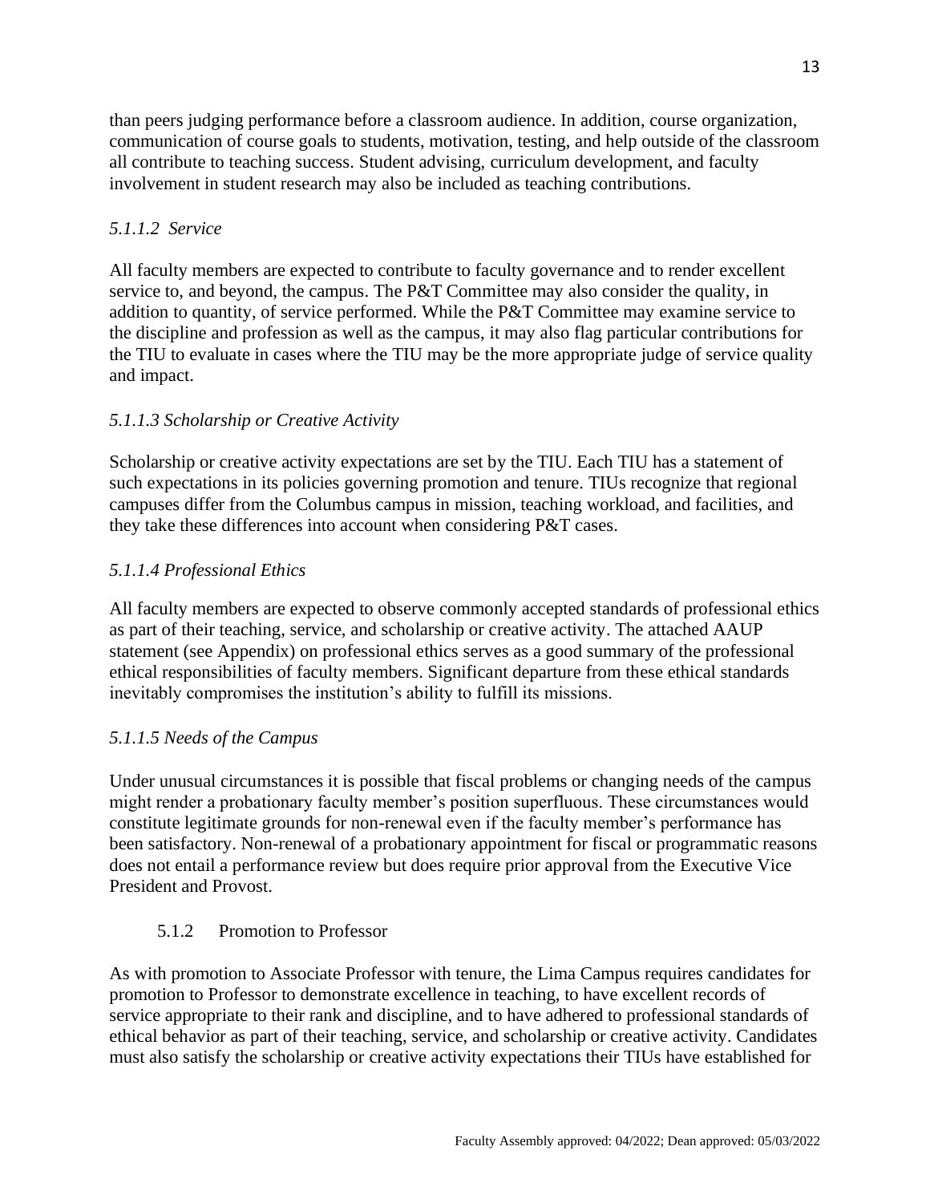than peers judging performance before a classroom audience. In addition, course organization, communication of course goals to students, motivation, testing, and help outside of the classroom all contribute to teaching success. Student advising, curriculum development, and faculty involvement in student research may also be included as teaching contributions.

#### *5.1.1.2 Service*

All faculty members are expected to contribute to faculty governance and to render excellent service to, and beyond, the campus. The P&T Committee may also consider the quality, in addition to quantity, of service performed. While the P&T Committee may examine service to the discipline and profession as well as the campus, it may also flag particular contributions for the TIU to evaluate in cases where the TIU may be the more appropriate judge of service quality and impact.

#### *5.1.1.3 Scholarship or Creative Activity*

Scholarship or creative activity expectations are set by the TIU. Each TIU has a statement of such expectations in its policies governing promotion and tenure. TIUs recognize that regional campuses differ from the Columbus campus in mission, teaching workload, and facilities, and they take these differences into account when considering P&T cases.

#### *5.1.1.4 Professional Ethics*

All faculty members are expected to observe commonly accepted standards of professional ethics as part of their teaching, service, and scholarship or creative activity. The attached AAUP statement (see Appendix) on professional ethics serves as a good summary of the professional ethical responsibilities of faculty members. Significant departure from these ethical standards inevitably compromises the institution's ability to fulfill its missions.

#### *5.1.1.5 Needs of the Campus*

Under unusual circumstances it is possible that fiscal problems or changing needs of the campus might render a probationary faculty member's position superfluous. These circumstances would constitute legitimate grounds for non-renewal even if the faculty member's performance has been satisfactory. Non-renewal of a probationary appointment for fiscal or programmatic reasons does not entail a performance review but does require prior approval from the Executive Vice President and Provost.

### 5.1.2 Promotion to Professor

As with promotion to Associate Professor with tenure, the Lima Campus requires candidates for promotion to Professor to demonstrate excellence in teaching, to have excellent records of service appropriate to their rank and discipline, and to have adhered to professional standards of ethical behavior as part of their teaching, service, and scholarship or creative activity. Candidates must also satisfy the scholarship or creative activity expectations their TIUs have established for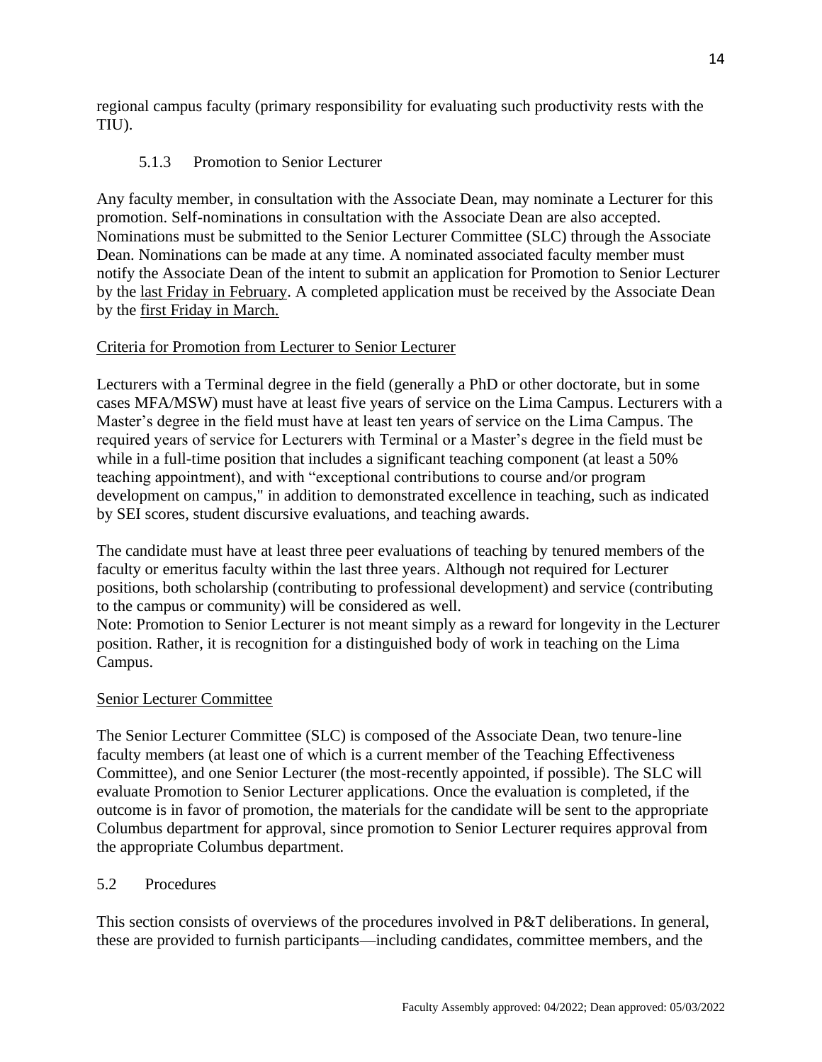regional campus faculty (primary responsibility for evaluating such productivity rests with the TIU).

### 5.1.3 Promotion to Senior Lecturer

Any faculty member, in consultation with the Associate Dean, may nominate a Lecturer for this promotion. Self-nominations in consultation with the Associate Dean are also accepted. Nominations must be submitted to the Senior Lecturer Committee (SLC) through the Associate Dean. Nominations can be made at any time. A nominated associated faculty member must notify the Associate Dean of the intent to submit an application for Promotion to Senior Lecturer by the <u>last Friday in February</u>. A completed application must be received by the Associate Dean by the <u>first Friday in March.</u>

<u>Criteria for Promotion from Lecturer to Senior Lecturer</u>

Lecturers with a Terminal degree in the field (generally a PhD or other doctorate, but in some cases MFA/MSW) must have at least five years of service on the Lima Campus. Lecturers with a Master's degree in the field must have at least ten years of service on the Lima Campus. The required years of service for Lecturers with Terminal or a Master's degree in the field must be while in a full-time position that includes a significant teaching component (at least a 50% teaching appointment), and with "exceptional contributions to course and/or program development on campus," in addition to demonstrated excellence in teaching, such as indicated by SEI scores, student discursive evaluations, and teaching awards.

The candidate must have at least three peer evaluations of teaching by tenured members of the faculty or emeritus faculty within the last three years. Although not required for Lecturer positions, both scholarship (contributing to professional development) and service (contributing to the campus or community) will be considered as well.
Note: Promotion to Senior Lecturer is not meant simply as a reward for longevity in the Lecturer position. Rather, it is recognition for a distinguished body of work in teaching on the Lima Campus.

<u>Senior Lecturer Committee</u>

The Senior Lecturer Committee (SLC) is composed of the Associate Dean, two tenure-line faculty members (at least one of which is a current member of the Teaching Effectiveness Committee), and one Senior Lecturer (the most-recently appointed, if possible). The SLC will evaluate Promotion to Senior Lecturer applications. Once the evaluation is completed, if the outcome is in favor of promotion, the materials for the candidate will be sent to the appropriate Columbus department for approval, since promotion to Senior Lecturer requires approval from the appropriate Columbus department.

## 5.2 Procedures

This section consists of overviews of the procedures involved in P&T deliberations. In general, these are provided to furnish participants—including candidates, committee members, and the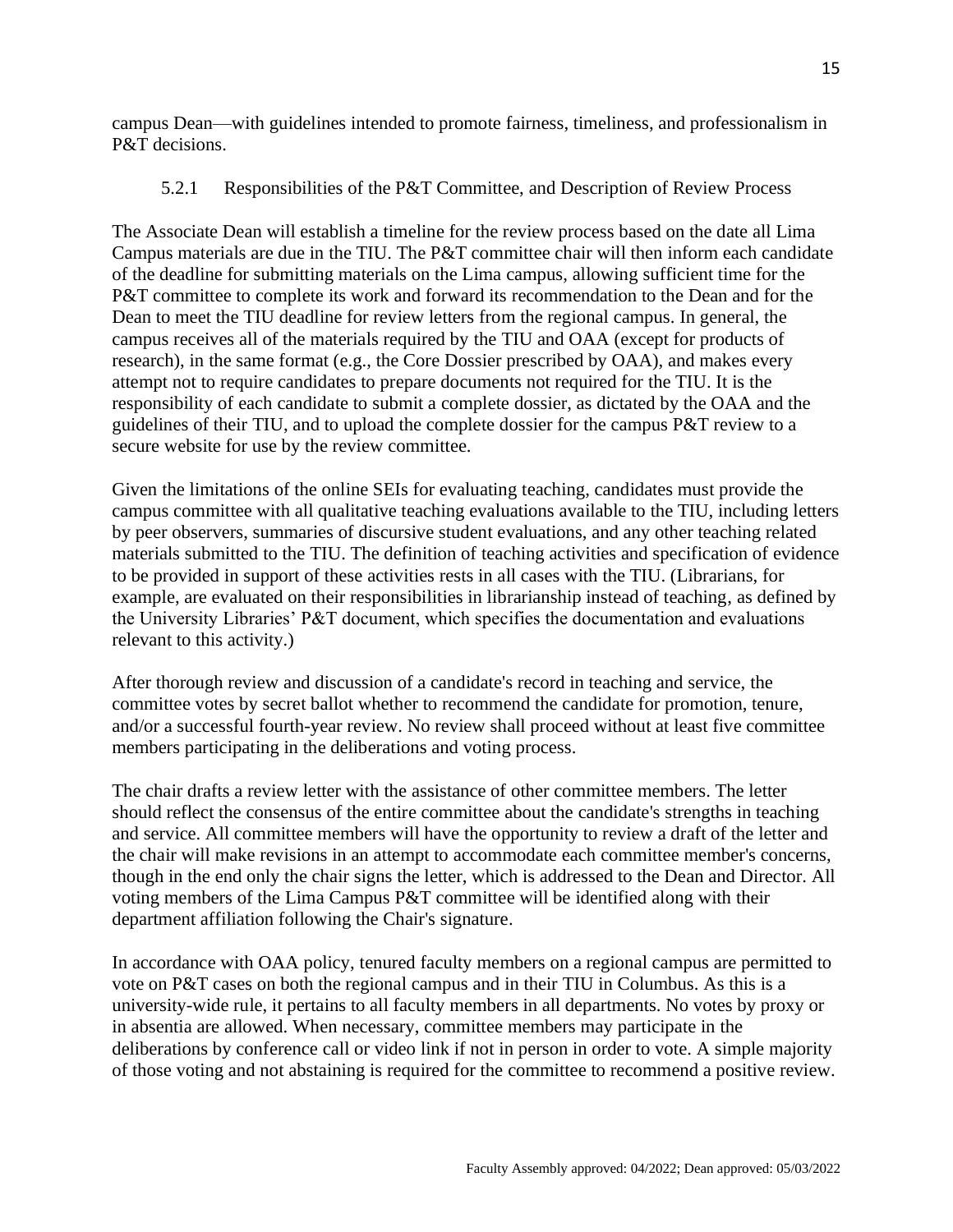campus Dean—with guidelines intended to promote fairness, timeliness, and professionalism in P&T decisions.

### 5.2.1 Responsibilities of the P&T Committee, and Description of Review Process

The Associate Dean will establish a timeline for the review process based on the date all Lima Campus materials are due in the TIU. The P&T committee chair will then inform each candidate of the deadline for submitting materials on the Lima campus, allowing sufficient time for the P&T committee to complete its work and forward its recommendation to the Dean and for the Dean to meet the TIU deadline for review letters from the regional campus. In general, the campus receives all of the materials required by the TIU and OAA (except for products of research), in the same format (e.g., the Core Dossier prescribed by OAA), and makes every attempt not to require candidates to prepare documents not required for the TIU. It is the responsibility of each candidate to submit a complete dossier, as dictated by the OAA and the guidelines of their TIU, and to upload the complete dossier for the campus P&T review to a secure website for use by the review committee.

Given the limitations of the online SEIs for evaluating teaching, candidates must provide the campus committee with all qualitative teaching evaluations available to the TIU, including letters by peer observers, summaries of discursive student evaluations, and any other teaching related materials submitted to the TIU. The definition of teaching activities and specification of evidence to be provided in support of these activities rests in all cases with the TIU. (Librarians, for example, are evaluated on their responsibilities in librarianship instead of teaching, as defined by the University Libraries' P&T document, which specifies the documentation and evaluations relevant to this activity.)

After thorough review and discussion of a candidate's record in teaching and service, the committee votes by secret ballot whether to recommend the candidate for promotion, tenure, and/or a successful fourth-year review. No review shall proceed without at least five committee members participating in the deliberations and voting process.

The chair drafts a review letter with the assistance of other committee members. The letter should reflect the consensus of the entire committee about the candidate's strengths in teaching and service. All committee members will have the opportunity to review a draft of the letter and the chair will make revisions in an attempt to accommodate each committee member's concerns, though in the end only the chair signs the letter, which is addressed to the Dean and Director. All voting members of the Lima Campus P&T committee will be identified along with their department affiliation following the Chair's signature.

In accordance with OAA policy, tenured faculty members on a regional campus are permitted to vote on P&T cases on both the regional campus and in their TIU in Columbus. As this is a university-wide rule, it pertains to all faculty members in all departments. No votes by proxy or in absentia are allowed. When necessary, committee members may participate in the deliberations by conference call or video link if not in person in order to vote. A simple majority of those voting and not abstaining is required for the committee to recommend a positive review.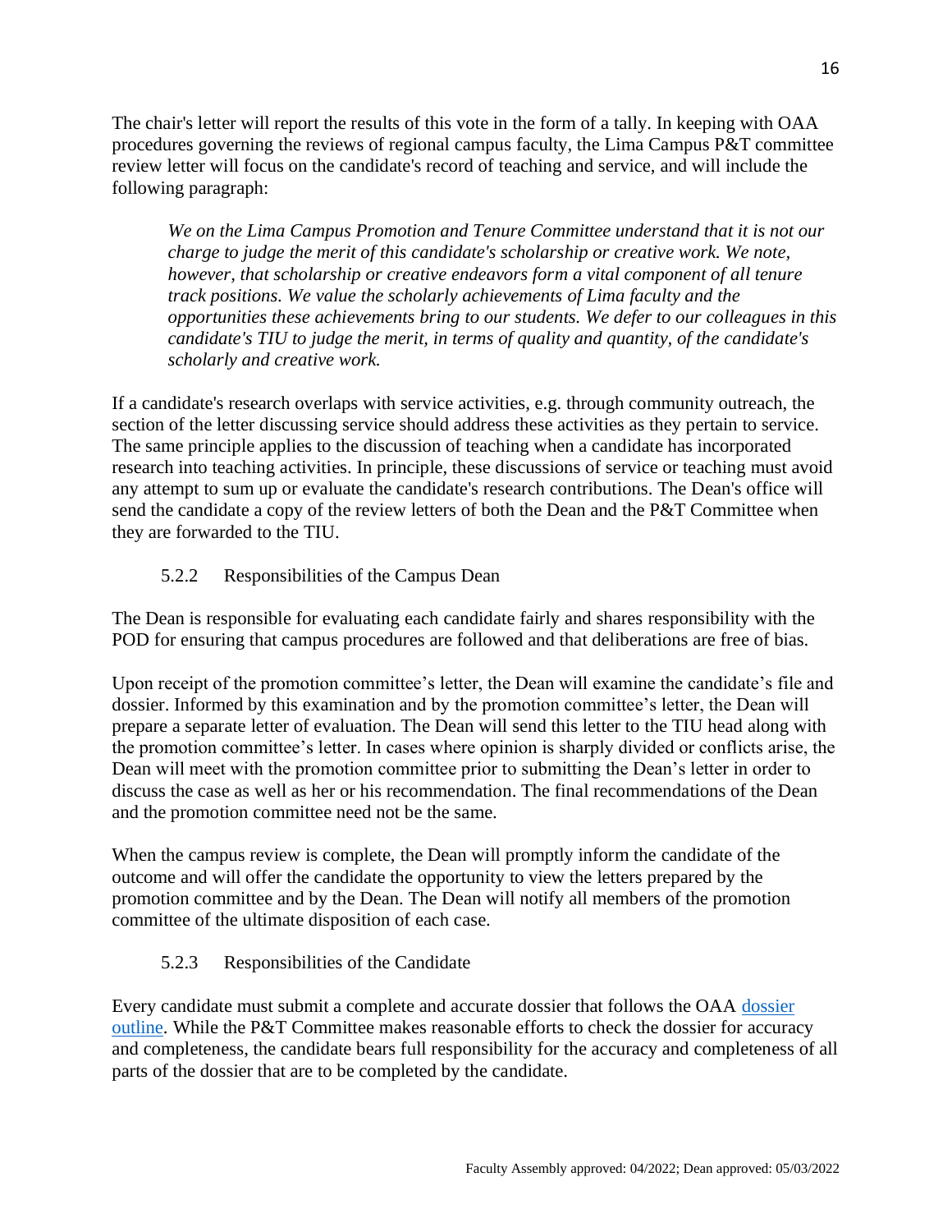The chair's letter will report the results of this vote in the form of a tally. In keeping with OAA procedures governing the reviews of regional campus faculty, the Lima Campus P&T committee review letter will focus on the candidate's record of teaching and service, and will include the following paragraph:

> *We on the Lima Campus Promotion and Tenure Committee understand that it is not our charge to judge the merit of this candidate's scholarship or creative work. We note, however, that scholarship or creative endeavors form a vital component of all tenure track positions. We value the scholarly achievements of Lima faculty and the opportunities these achievements bring to our students. We defer to our colleagues in this candidate's TIU to judge the merit, in terms of quality and quantity, of the candidate's scholarly and creative work.*

If a candidate's research overlaps with service activities, e.g. through community outreach, the section of the letter discussing service should address these activities as they pertain to service. The same principle applies to the discussion of teaching when a candidate has incorporated research into teaching activities. In principle, these discussions of service or teaching must avoid any attempt to sum up or evaluate the candidate's research contributions. The Dean's office will send the candidate a copy of the review letters of both the Dean and the P&T Committee when they are forwarded to the TIU.

### 5.2.2 Responsibilities of the Campus Dean

The Dean is responsible for evaluating each candidate fairly and shares responsibility with the POD for ensuring that campus procedures are followed and that deliberations are free of bias.

Upon receipt of the promotion committee's letter, the Dean will examine the candidate's file and dossier. Informed by this examination and by the promotion committee's letter, the Dean will prepare a separate letter of evaluation. The Dean will send this letter to the TIU head along with the promotion committee's letter. In cases where opinion is sharply divided or conflicts arise, the Dean will meet with the promotion committee prior to submitting the Dean's letter in order to discuss the case as well as her or his recommendation. The final recommendations of the Dean and the promotion committee need not be the same.

When the campus review is complete, the Dean will promptly inform the candidate of the outcome and will offer the candidate the opportunity to view the letters prepared by the promotion committee and by the Dean. The Dean will notify all members of the promotion committee of the ultimate disposition of each case.

### 5.2.3 Responsibilities of the Candidate

Every candidate must submit a complete and accurate dossier that follows the OAA dossier outline. While the P&T Committee makes reasonable efforts to check the dossier for accuracy and completeness, the candidate bears full responsibility for the accuracy and completeness of all parts of the dossier that are to be completed by the candidate.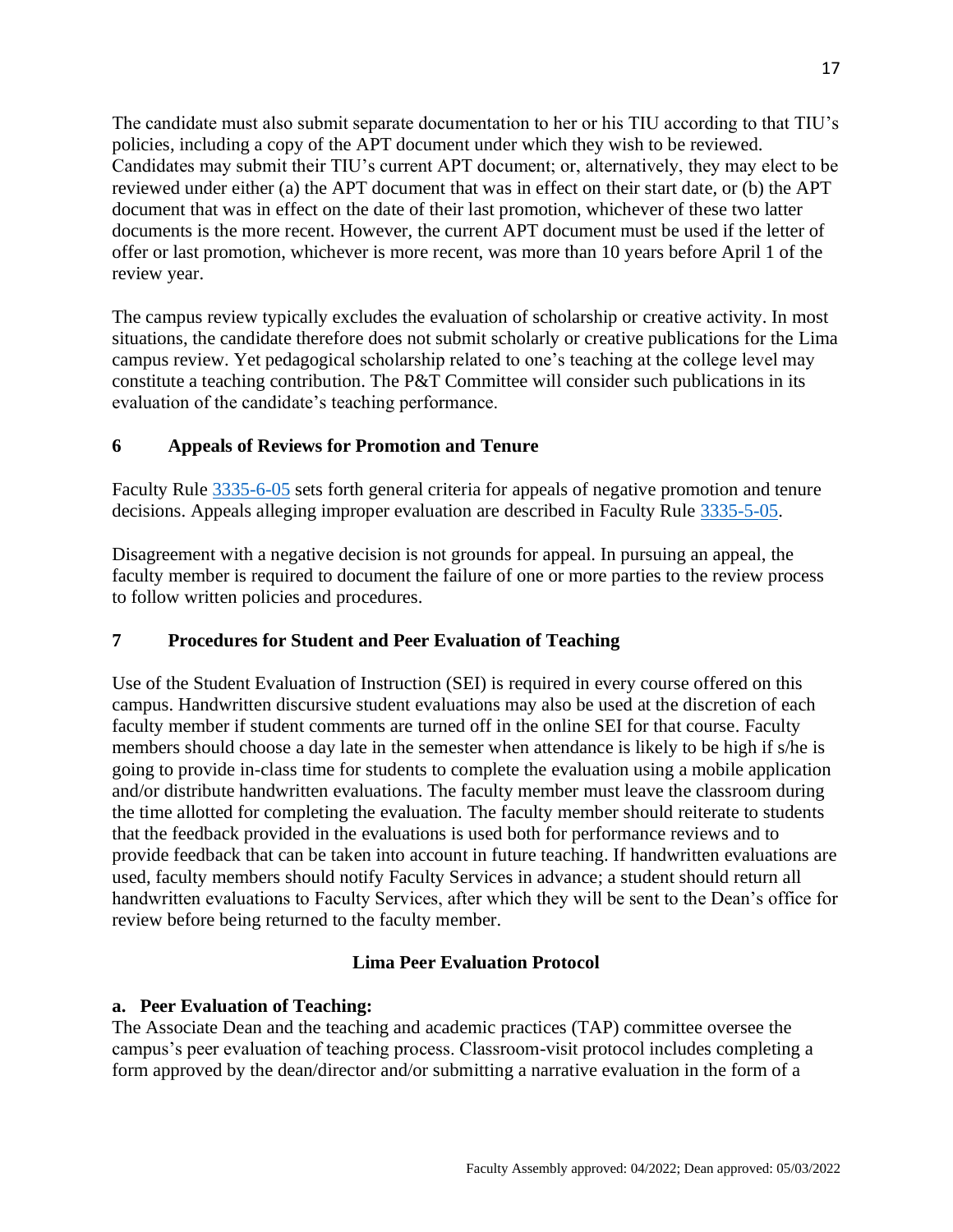The candidate must also submit separate documentation to her or his TIU according to that TIU's policies, including a copy of the APT document under which they wish to be reviewed. Candidates may submit their TIU's current APT document; or, alternatively, they may elect to be reviewed under either (a) the APT document that was in effect on their start date, or (b) the APT document that was in effect on the date of their last promotion, whichever of these two latter documents is the more recent. However, the current APT document must be used if the letter of offer or last promotion, whichever is more recent, was more than 10 years before April 1 of the review year.

The campus review typically excludes the evaluation of scholarship or creative activity. In most situations, the candidate therefore does not submit scholarly or creative publications for the Lima campus review. Yet pedagogical scholarship related to one's teaching at the college level may constitute a teaching contribution. The P&T Committee will consider such publications in its evaluation of the candidate's teaching performance.

## 6 Appeals of Reviews for Promotion and Tenure

Faculty Rule 3335-6-05 sets forth general criteria for appeals of negative promotion and tenure decisions. Appeals alleging improper evaluation are described in Faculty Rule 3335-5-05.

Disagreement with a negative decision is not grounds for appeal. In pursuing an appeal, the faculty member is required to document the failure of one or more parties to the review process to follow written policies and procedures.

## 7 Procedures for Student and Peer Evaluation of Teaching

Use of the Student Evaluation of Instruction (SEI) is required in every course offered on this campus. Handwritten discursive student evaluations may also be used at the discretion of each faculty member if student comments are turned off in the online SEI for that course. Faculty members should choose a day late in the semester when attendance is likely to be high if s/he is going to provide in-class time for students to complete the evaluation using a mobile application and/or distribute handwritten evaluations. The faculty member must leave the classroom during the time allotted for completing the evaluation. The faculty member should reiterate to students that the feedback provided in the evaluations is used both for performance reviews and to provide feedback that can be taken into account in future teaching. If handwritten evaluations are used, faculty members should notify Faculty Services in advance; a student should return all handwritten evaluations to Faculty Services, after which they will be sent to the Dean's office for review before being returned to the faculty member.

### Lima Peer Evaluation Protocol

**a. Peer Evaluation of Teaching:**

The Associate Dean and the teaching and academic practices (TAP) committee oversee the campus's peer evaluation of teaching process. Classroom-visit protocol includes completing a form approved by the dean/director and/or submitting a narrative evaluation in the form of a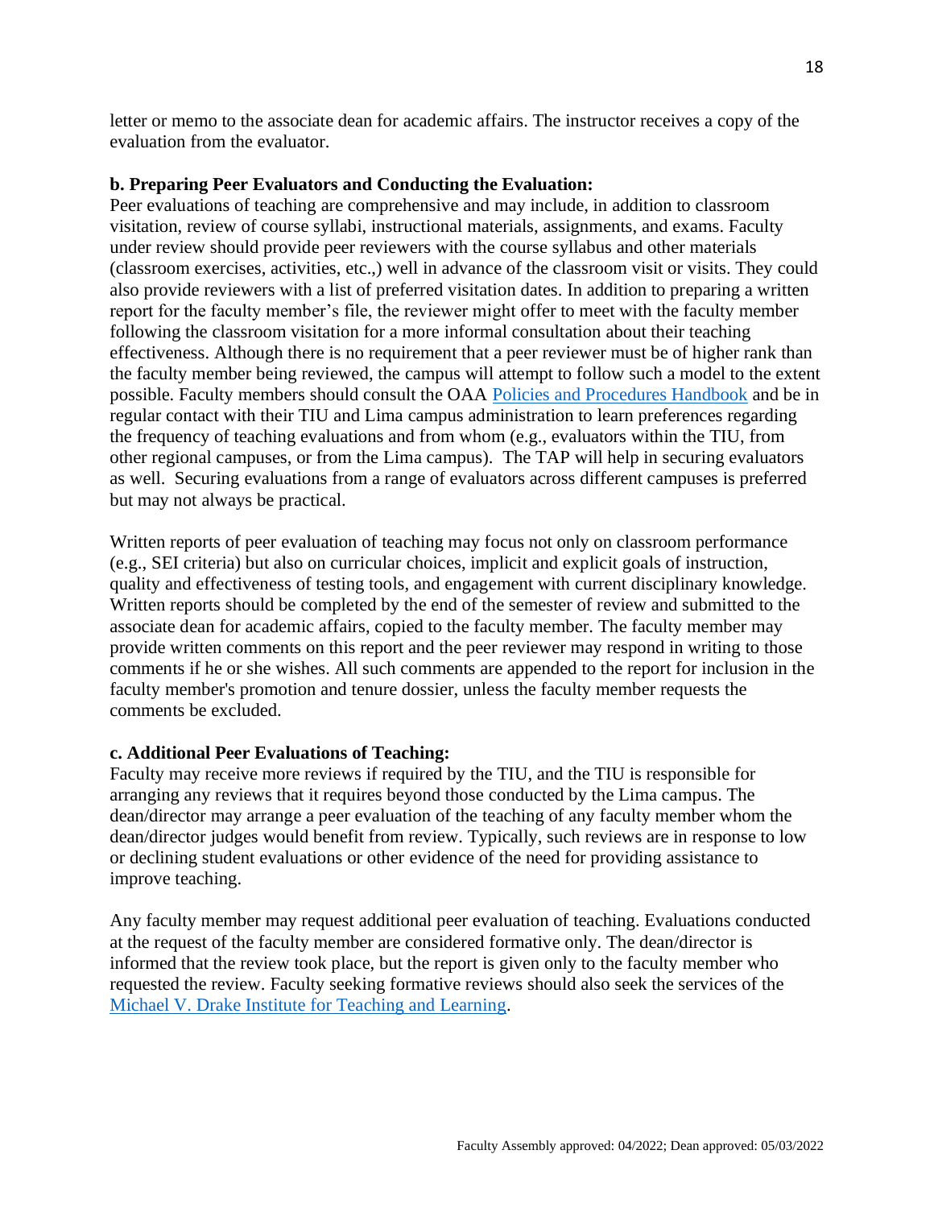letter or memo to the associate dean for academic affairs. The instructor receives a copy of the evaluation from the evaluator.

**b. Preparing Peer Evaluators and Conducting the Evaluation:**

Peer evaluations of teaching are comprehensive and may include, in addition to classroom visitation, review of course syllabi, instructional materials, assignments, and exams. Faculty under review should provide peer reviewers with the course syllabus and other materials (classroom exercises, activities, etc.,) well in advance of the classroom visit or visits. They could also provide reviewers with a list of preferred visitation dates. In addition to preparing a written report for the faculty member's file, the reviewer might offer to meet with the faculty member following the classroom visitation for a more informal consultation about their teaching effectiveness. Although there is no requirement that a peer reviewer must be of higher rank than the faculty member being reviewed, the campus will attempt to follow such a model to the extent possible. Faculty members should consult the OAA Policies and Procedures Handbook and be in regular contact with their TIU and Lima campus administration to learn preferences regarding the frequency of teaching evaluations and from whom (e.g., evaluators within the TIU, from other regional campuses, or from the Lima campus). The TAP will help in securing evaluators as well. Securing evaluations from a range of evaluators across different campuses is preferred but may not always be practical.

Written reports of peer evaluation of teaching may focus not only on classroom performance (e.g., SEI criteria) but also on curricular choices, implicit and explicit goals of instruction, quality and effectiveness of testing tools, and engagement with current disciplinary knowledge. Written reports should be completed by the end of the semester of review and submitted to the associate dean for academic affairs, copied to the faculty member. The faculty member may provide written comments on this report and the peer reviewer may respond in writing to those comments if he or she wishes. All such comments are appended to the report for inclusion in the faculty member's promotion and tenure dossier, unless the faculty member requests the comments be excluded.

**c. Additional Peer Evaluations of Teaching:**

Faculty may receive more reviews if required by the TIU, and the TIU is responsible for arranging any reviews that it requires beyond those conducted by the Lima campus. The dean/director may arrange a peer evaluation of the teaching of any faculty member whom the dean/director judges would benefit from review. Typically, such reviews are in response to low or declining student evaluations or other evidence of the need for providing assistance to improve teaching.

Any faculty member may request additional peer evaluation of teaching. Evaluations conducted at the request of the faculty member are considered formative only. The dean/director is informed that the review took place, but the report is given only to the faculty member who requested the review. Faculty seeking formative reviews should also seek the services of the Michael V. Drake Institute for Teaching and Learning.

Faculty Assembly approved: 04/2022; Dean approved: 05/03/2022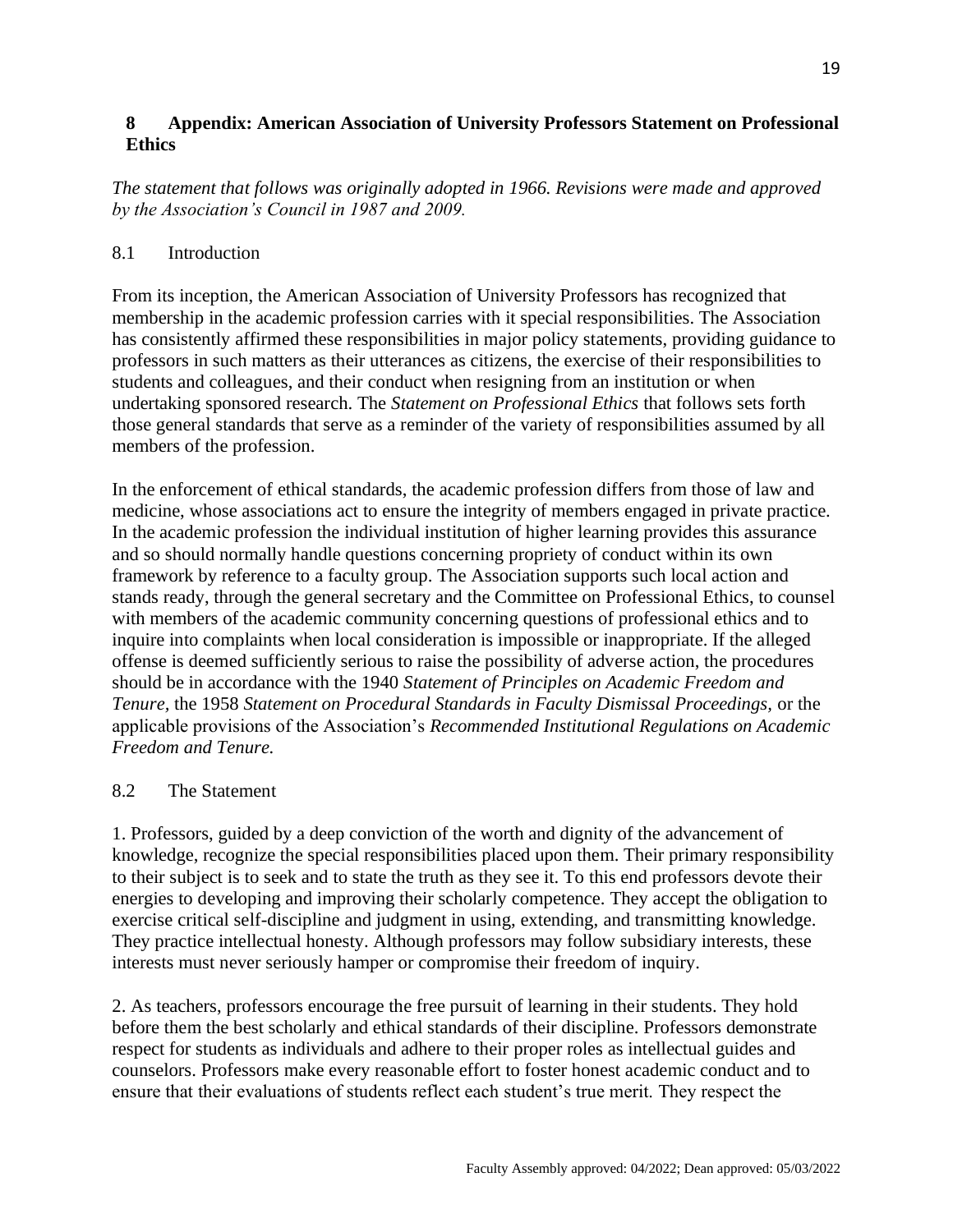## 8 Appendix: American Association of University Professors Statement on Professional Ethics

*The statement that follows was originally adopted in 1966. Revisions were made and approved by the Association's Council in 1987 and 2009.*

### 8.1 Introduction

From its inception, the American Association of University Professors has recognized that membership in the academic profession carries with it special responsibilities. The Association has consistently affirmed these responsibilities in major policy statements, providing guidance to professors in such matters as their utterances as citizens, the exercise of their responsibilities to students and colleagues, and their conduct when resigning from an institution or when undertaking sponsored research. The *Statement on Professional Ethics* that follows sets forth those general standards that serve as a reminder of the variety of responsibilities assumed by all members of the profession.

In the enforcement of ethical standards, the academic profession differs from those of law and medicine, whose associations act to ensure the integrity of members engaged in private practice. In the academic profession the individual institution of higher learning provides this assurance and so should normally handle questions concerning propriety of conduct within its own framework by reference to a faculty group. The Association supports such local action and stands ready, through the general secretary and the Committee on Professional Ethics, to counsel with members of the academic community concerning questions of professional ethics and to inquire into complaints when local consideration is impossible or inappropriate. If the alleged offense is deemed sufficiently serious to raise the possibility of adverse action, the procedures should be in accordance with the 1940 *Statement of Principles on Academic Freedom and Tenure,* the 1958 *Statement on Procedural Standards in Faculty Dismissal Proceedings,* or the applicable provisions of the Association's *Recommended Institutional Regulations on Academic Freedom and Tenure.*

### 8.2 The Statement

1. Professors, guided by a deep conviction of the worth and dignity of the advancement of knowledge, recognize the special responsibilities placed upon them. Their primary responsibility to their subject is to seek and to state the truth as they see it. To this end professors devote their energies to developing and improving their scholarly competence. They accept the obligation to exercise critical self-discipline and judgment in using, extending, and transmitting knowledge. They practice intellectual honesty. Although professors may follow subsidiary interests, these interests must never seriously hamper or compromise their freedom of inquiry.

2. As teachers, professors encourage the free pursuit of learning in their students. They hold before them the best scholarly and ethical standards of their discipline. Professors demonstrate respect for students as individuals and adhere to their proper roles as intellectual guides and counselors. Professors make every reasonable effort to foster honest academic conduct and to ensure that their evaluations of students reflect each student's true merit. They respect the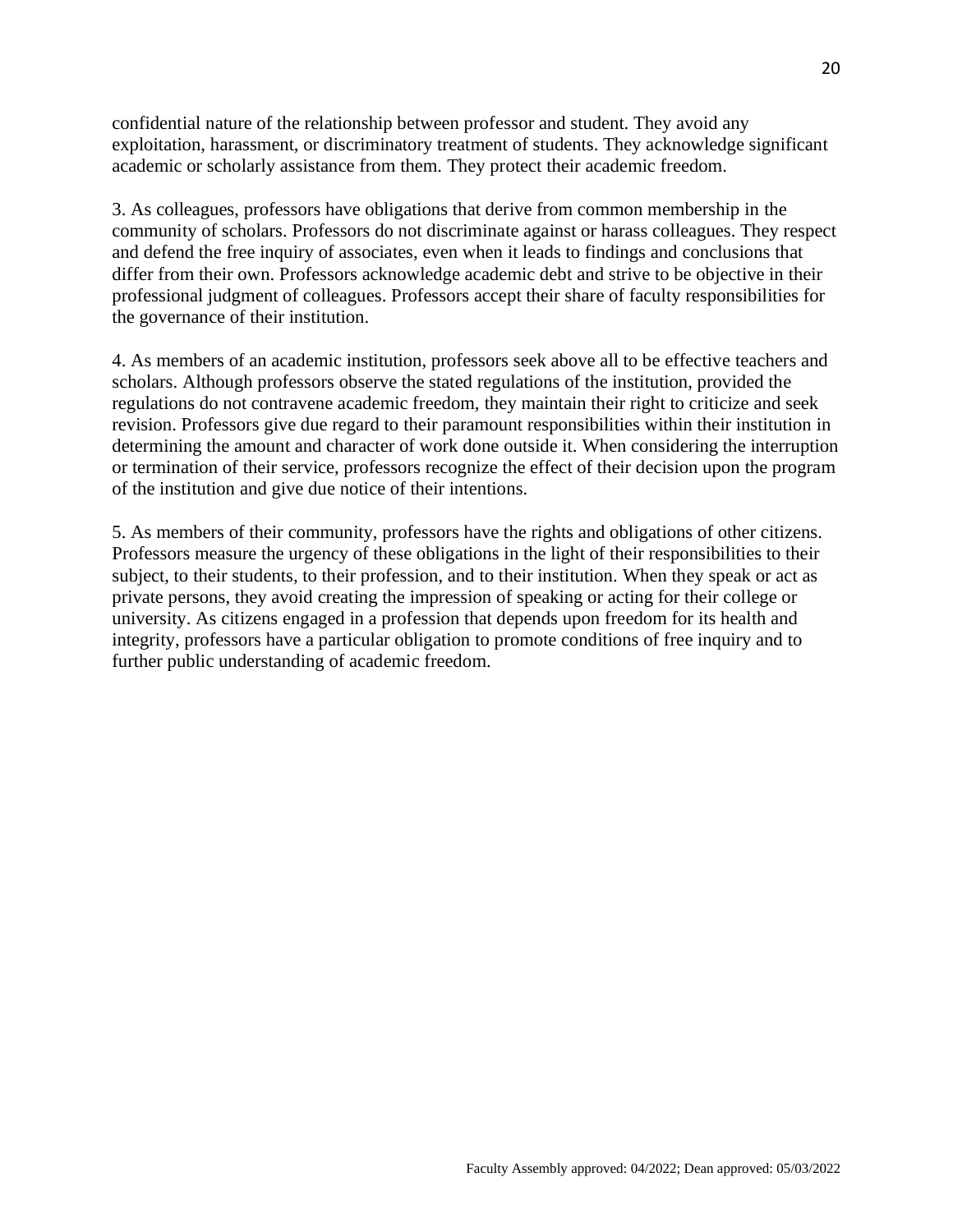confidential nature of the relationship between professor and student. They avoid any exploitation, harassment, or discriminatory treatment of students. They acknowledge significant academic or scholarly assistance from them. They protect their academic freedom.

3. As colleagues, professors have obligations that derive from common membership in the community of scholars. Professors do not discriminate against or harass colleagues. They respect and defend the free inquiry of associates, even when it leads to findings and conclusions that differ from their own. Professors acknowledge academic debt and strive to be objective in their professional judgment of colleagues. Professors accept their share of faculty responsibilities for the governance of their institution.

4. As members of an academic institution, professors seek above all to be effective teachers and scholars. Although professors observe the stated regulations of the institution, provided the regulations do not contravene academic freedom, they maintain their right to criticize and seek revision. Professors give due regard to their paramount responsibilities within their institution in determining the amount and character of work done outside it. When considering the interruption or termination of their service, professors recognize the effect of their decision upon the program of the institution and give due notice of their intentions.

5. As members of their community, professors have the rights and obligations of other citizens. Professors measure the urgency of these obligations in the light of their responsibilities to their subject, to their students, to their profession, and to their institution. When they speak or act as private persons, they avoid creating the impression of speaking or acting for their college or university. As citizens engaged in a profession that depends upon freedom for its health and integrity, professors have a particular obligation to promote conditions of free inquiry and to further public understanding of academic freedom.